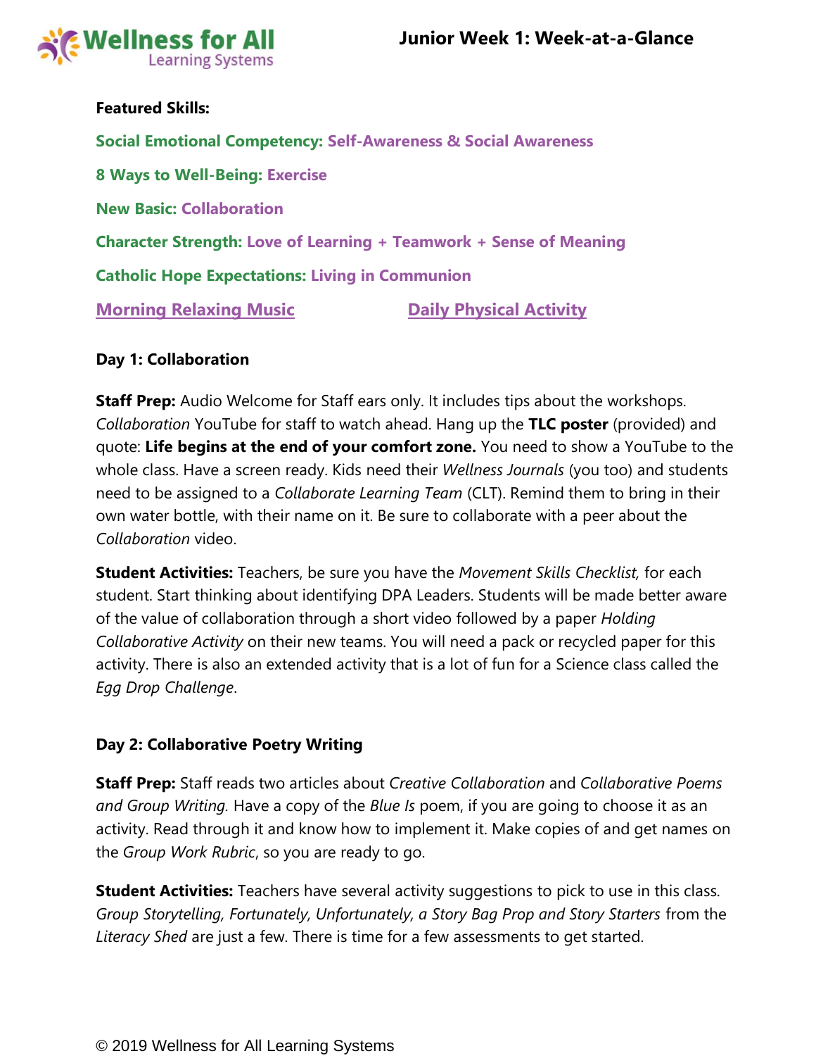# Junior Week 1: Week-at-a-Glance

**Featured Skills:**

**Social Emotional Competency: Self-Awareness & Social Awareness**

**8 Ways to Well-Being: Exercise**

**New Basic: Collaboration**

**Character Strength: Love of Learning + Teamwork + Sense of Meaning**

**Catholic Hope Expectations: Living in Communion**

**Morning Relaxing Music** **Daily Physical Activity**

## Day 1: Collaboration

**Staff Prep:** Audio Welcome for Staff ears only. It includes tips about the workshops. *Collaboration* YouTube for staff to watch ahead. Hang up the **TLC poster** (provided) and quote: **Life begins at the end of your comfort zone.** You need to show a YouTube to the whole class. Have a screen ready. Kids need their *Wellness Journals* (you too) and students need to be assigned to a *Collaborate Learning Team* (CLT). Remind them to bring in their own water bottle, with their name on it. Be sure to collaborate with a peer about the *Collaboration* video.

**Student Activities:** Teachers, be sure you have the *Movement Skills Checklist,* for each student. Start thinking about identifying DPA Leaders. Students will be made better aware of the value of collaboration through a short video followed by a paper *Holding Collaborative Activity* on their new teams. You will need a pack or recycled paper for this activity. There is also an extended activity that is a lot of fun for a Science class called the *Egg Drop Challenge*.

## Day 2: Collaborative Poetry Writing

**Staff Prep:** Staff reads two articles about *Creative Collaboration* and *Collaborative Poems and Group Writing.* Have a copy of the *Blue Is* poem, if you are going to choose it as an activity. Read through it and know how to implement it. Make copies of and get names on the *Group Work Rubric*, so you are ready to go.

**Student Activities:** Teachers have several activity suggestions to pick to use in this class. *Group Storytelling, Fortunately, Unfortunately, a Story Bag Prop and Story Starters* from the *Literacy Shed* are just a few. There is time for a few assessments to get started.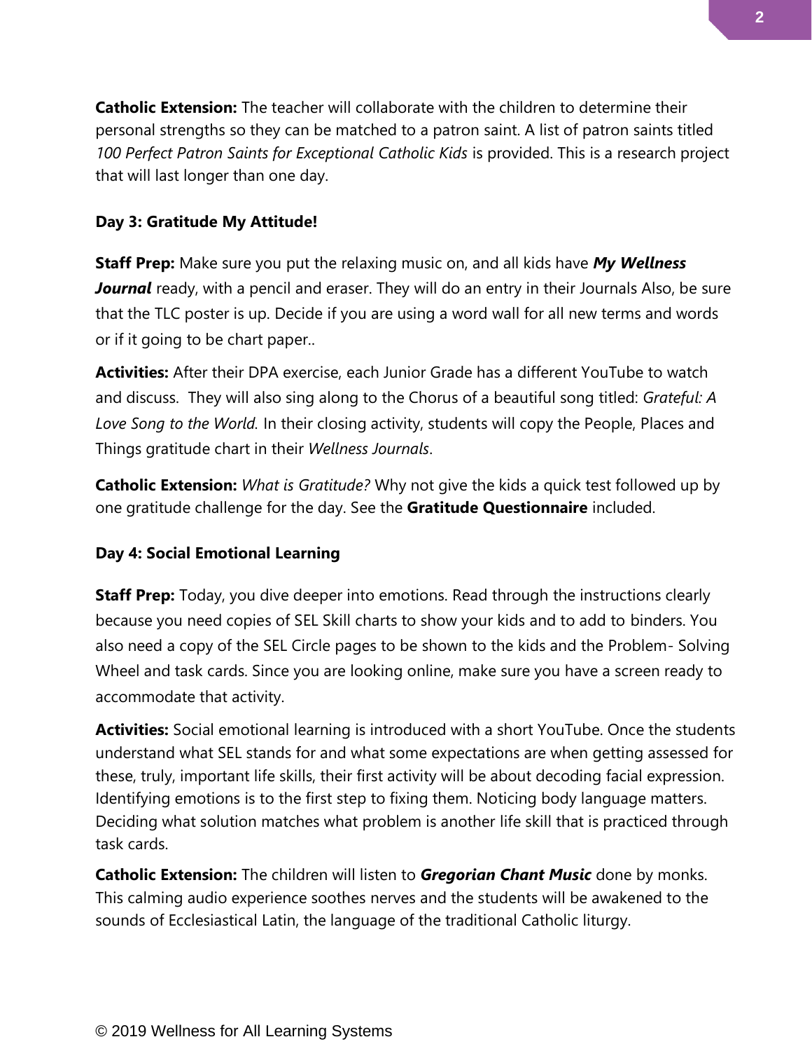**Catholic Extension:** The teacher will collaborate with the children to determine their personal strengths so they can be matched to a patron saint. A list of patron saints titled *100 Perfect Patron Saints for Exceptional Catholic Kids* is provided. This is a research project that will last longer than one day.

### Day 3: Gratitude My Attitude!

**Staff Prep:** Make sure you put the relaxing music on, and all kids have ***My Wellness Journal*** ready, with a pencil and eraser. They will do an entry in their Journals Also, be sure that the TLC poster is up. Decide if you are using a word wall for all new terms and words or if it going to be chart paper..

**Activities:** After their DPA exercise, each Junior Grade has a different YouTube to watch and discuss. They will also sing along to the Chorus of a beautiful song titled: *Grateful: A Love Song to the World.* In their closing activity, students will copy the People, Places and Things gratitude chart in their *Wellness Journals*.

**Catholic Extension:** *What is Gratitude?* Why not give the kids a quick test followed up by one gratitude challenge for the day. See the **Gratitude Questionnaire** included.

### Day 4: Social Emotional Learning

**Staff Prep:** Today, you dive deeper into emotions. Read through the instructions clearly because you need copies of SEL Skill charts to show your kids and to add to binders. You also need a copy of the SEL Circle pages to be shown to the kids and the Problem- Solving Wheel and task cards. Since you are looking online, make sure you have a screen ready to accommodate that activity.

**Activities:** Social emotional learning is introduced with a short YouTube. Once the students understand what SEL stands for and what some expectations are when getting assessed for these, truly, important life skills, their first activity will be about decoding facial expression. Identifying emotions is to the first step to fixing them. Noticing body language matters. Deciding what solution matches what problem is another life skill that is practiced through task cards.

**Catholic Extension:** The children will listen to ***Gregorian Chant Music*** done by monks. This calming audio experience soothes nerves and the students will be awakened to the sounds of Ecclesiastical Latin, the language of the traditional Catholic liturgy.

© 2019 Wellness for All Learning Systems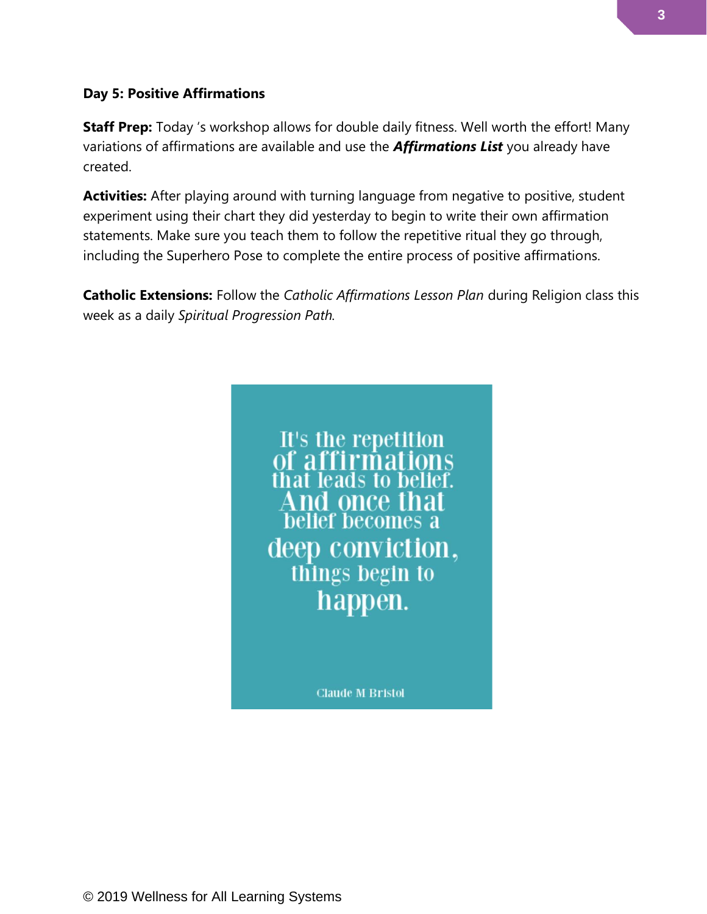**Day 5: Positive Affirmations**

**Staff Prep:** Today 's workshop allows for double daily fitness. Well worth the effort! Many variations of affirmations are available and use the ***Affirmations List*** you already have created.

**Activities:** After playing around with turning language from negative to positive, student experiment using their chart they did yesterday to begin to write their own affirmation statements. Make sure you teach them to follow the repetitive ritual they go through, including the Superhero Pose to complete the entire process of positive affirmations.

**Catholic Extensions:** Follow the *Catholic Affirmations Lesson Plan* during Religion class this week as a daily *Spiritual Progression Path*.

It's the repetition of affirmations that leads to belief. And once that belief becomes a deep conviction, things begin to happen.

Claude M Bristol